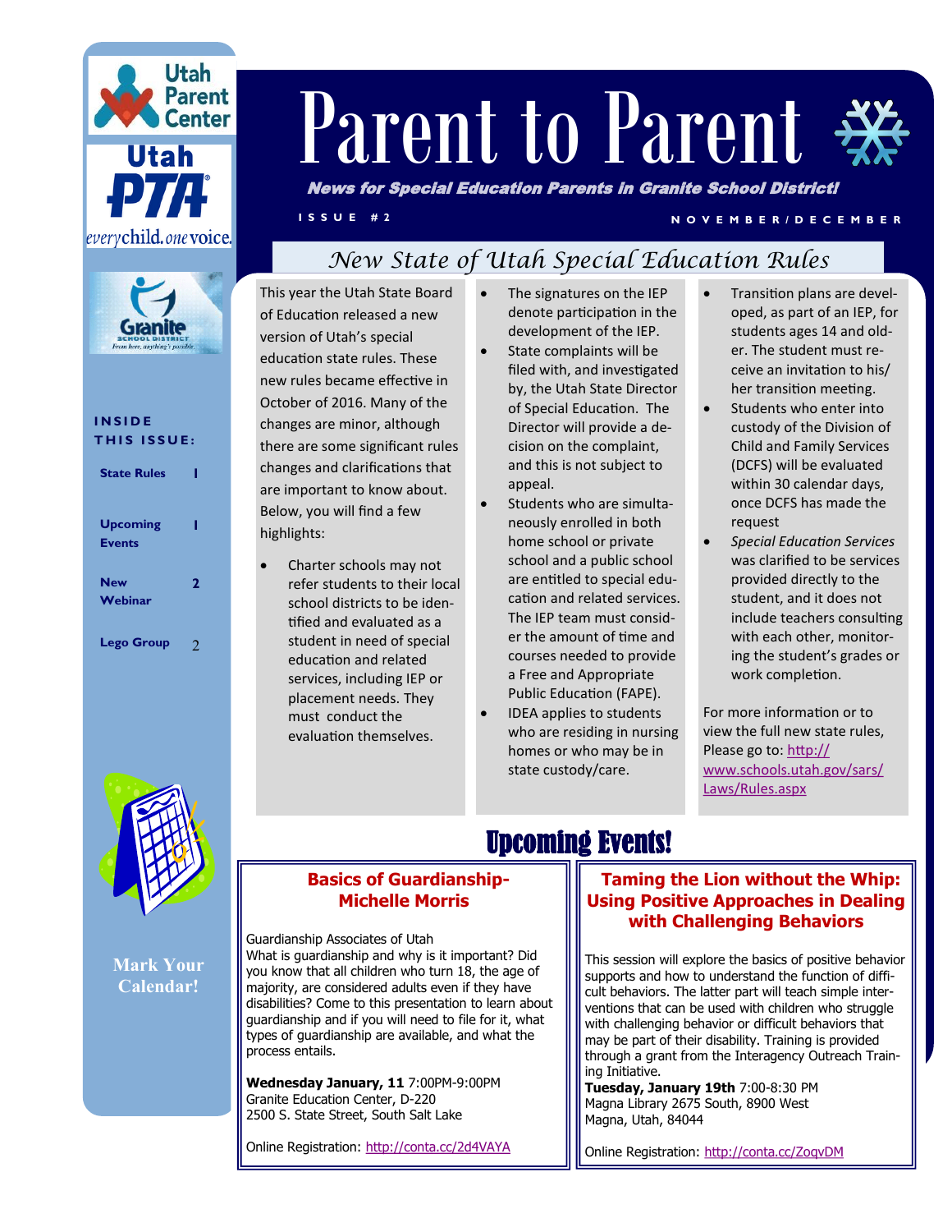Utah Parent Center

Utah PTA — everychild. onevoice.

Granite School District — From here, anything's possible.

**INSIDE THIS ISSUE:**

| | |
|---|---|
| State Rules | 1 |
| Upcoming Events | 1 |
| New Webinar | 2 |
| Lego Group | 2 |

**Mark Your Calendar!**

# Parent to Parent

***News for Special Education Parents in Granite School District!***

ISSUE #2 — NOVEMBER/DECEMBER

## *New State of Utah Special Education Rules*

This year the Utah State Board of Education released a new version of Utah's special education state rules. These new rules became effective in October of 2016. Many of the changes are minor, although there are some significant rules changes and clarifications that are important to know about. Below, you will find a few highlights:

- Charter schools may not refer students to their local school districts to be identified and evaluated as a student in need of special education and related services, including IEP or placement needs. They must conduct the evaluation themselves.
- The signatures on the IEP denote participation in the development of the IEP.
- State complaints will be filed with, and investigated by, the Utah State Director of Special Education. The Director will provide a decision on the complaint, and this is not subject to appeal.
- Students who are simultaneously enrolled in both home school or private school and a public school are entitled to special education and related services. The IEP team must consider the amount of time and courses needed to provide a Free and Appropriate Public Education (FAPE).
- IDEA applies to students who are residing in nursing homes or who may be in state custody/care.
- Transition plans are developed, as part of an IEP, for students ages 14 and older. The student must receive an invitation to his/her transition meeting.
- Students who enter into custody of the Division of Child and Family Services (DCFS) will be evaluated within 30 calendar days, once DCFS has made the request
- *Special Education Services* was clarified to be services provided directly to the student, and it does not include teachers consulting with each other, monitoring the student's grades or work completion.

For more information or to view the full new state rules, Please go to: http://www.schools.utah.gov/sars/Laws/Rules.aspx

## Upcoming Events!

### Basics of Guardianship- Michelle Morris

Guardianship Associates of Utah
What is guardianship and why is it important? Did you know that all children who turn 18, the age of majority, are considered adults even if they have disabilities? Come to this presentation to learn about guardianship and if you will need to file for it, what types of guardianship are available, and what the process entails.

**Wednesday January, 11** 7:00PM-9:00PM
Granite Education Center, D-220
2500 S. State Street, South Salt Lake

Online Registration: http://conta.cc/2d4VAYA

### Taming the Lion without the Whip: Using Positive Approaches in Dealing with Challenging Behaviors

This session will explore the basics of positive behavior supports and how to understand the function of difficult behaviors. The latter part will teach simple interventions that can be used with children who struggle with challenging behavior or difficult behaviors that may be part of their disability. Training is provided through a grant from the Interagency Outreach Training Initiative.
**Tuesday, January 19th** 7:00-8:30 PM
Magna Library 2675 South, 8900 West
Magna, Utah, 84044

Online Registration: http://conta.cc/ZoqvDM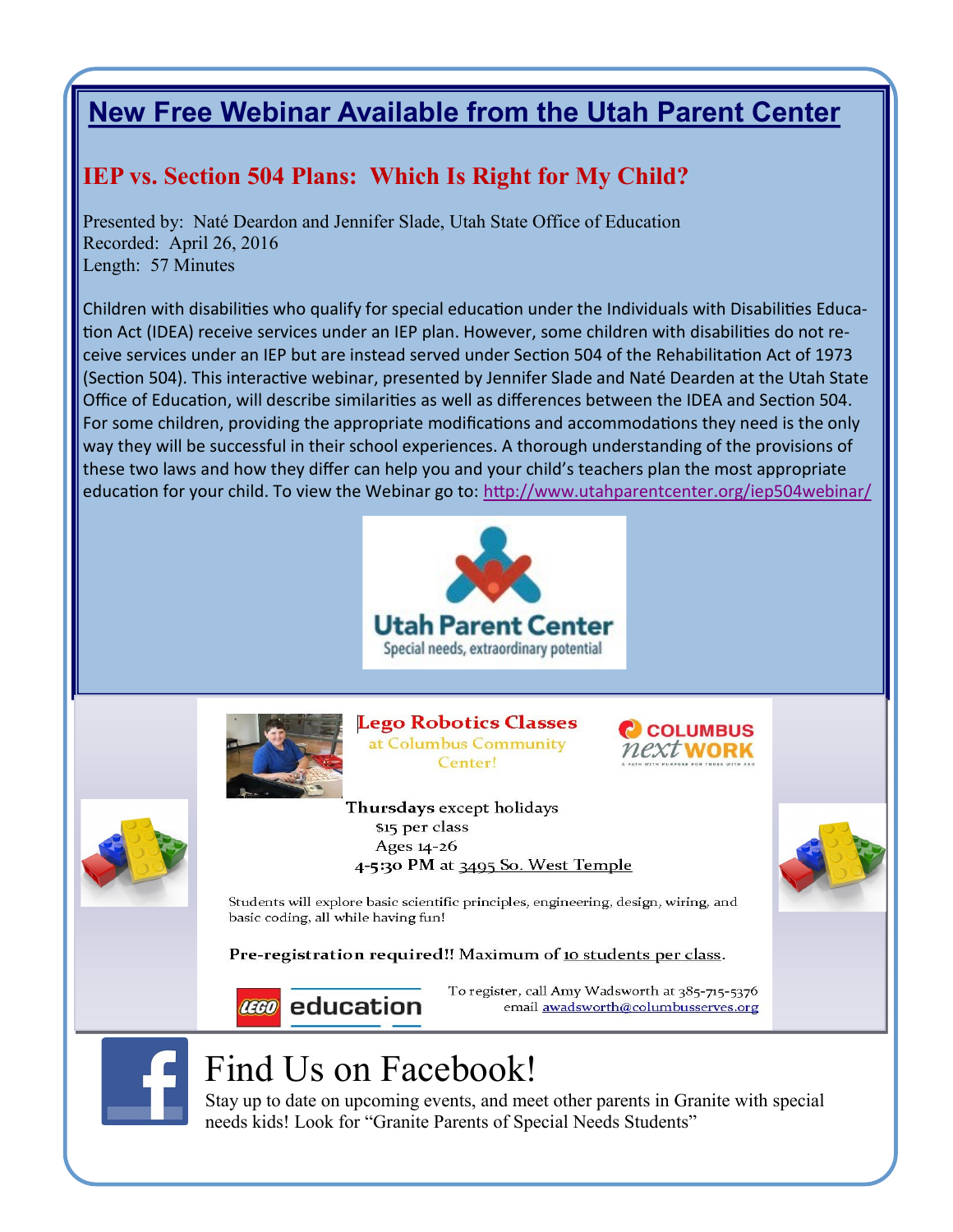# New Free Webinar Available from the Utah Parent Center

## IEP vs. Section 504 Plans: Which Is Right for My Child?

Presented by: Naté Deardon and Jennifer Slade, Utah State Office of Education
Recorded: April 26, 2016
Length: 57 Minutes

Children with disabilities who qualify for special education under the Individuals with Disabilities Education Act (IDEA) receive services under an IEP plan. However, some children with disabilities do not receive services under an IEP but are instead served under Section 504 of the Rehabilitation Act of 1973 (Section 504). This interactive webinar, presented by Jennifer Slade and Naté Dearden at the Utah State Office of Education, will describe similarities as well as differences between the IDEA and Section 504. For some children, providing the appropriate modifications and accommodations they need is the only way they will be successful in their school experiences. A thorough understanding of the provisions of these two laws and how they differ can help you and your child's teachers plan the most appropriate education for your child. To view the Webinar go to: http://www.utahparentcenter.org/iep504webinar/

Utah Parent Center
Special needs, extraordinary potential

## Lego Robotics Classes

at Columbus Community Center!

COLUMBUS nextWORK

**Thursdays** except holidays
$15 per class
Ages 14-26
**4-5:30 PM** at 3495 So. West Temple

Students will explore basic scientific principles, engineering, design, wiring, and basic coding, all while having fun!

**Pre-registration required!!** Maximum of 10 students per class.

LEGO education

To register, call Amy Wadsworth at 385-715-5376
email awadsworth@columbusserves.org

# Find Us on Facebook!

Stay up to date on upcoming events, and meet other parents in Granite with special needs kids! Look for "Granite Parents of Special Needs Students"